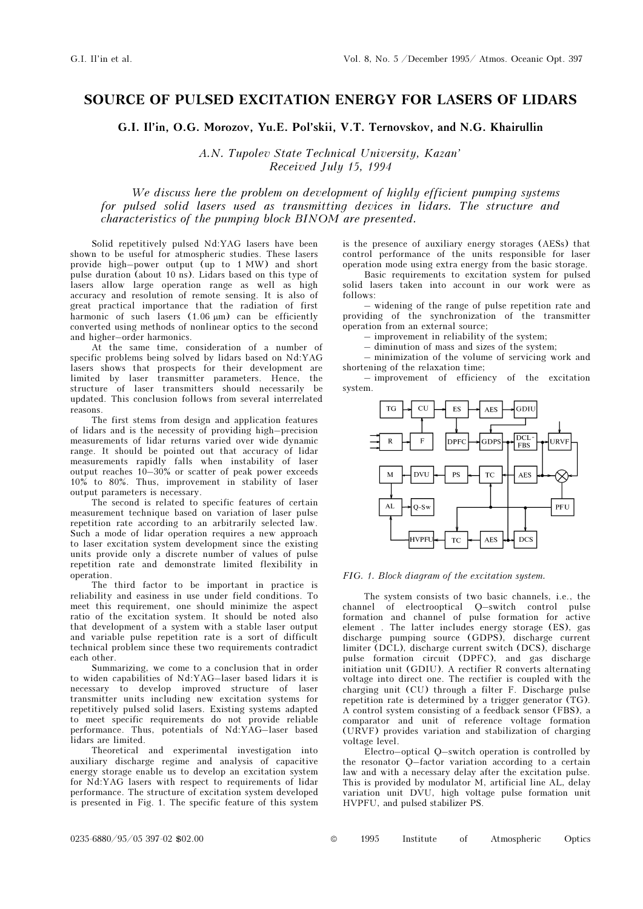# SOURCE OF PULSED EXCITATION ENERGY FOR LASERS OF LIDARS

**G.I. Il'in, O.G. Morozov, Yu.E. Pol'skii, V.T. Ternovskov, and N.G. Khairullin**

*A.N. Tupolev State Technical University, Kazan'*
*Received July 15, 1994*

*We discuss here the problem on development of highly efficient pumping systems for pulsed solid lasers used as transmitting devices in lidars. The structure and characteristics of the pumping block BINOM are presented.*

Solid repetitively pulsed Nd:YAG lasers have been shown to be useful for atmospheric studies. These lasers provide high–power output (up to 1 MW) and short pulse duration (about 10 ns). Lidars based on this type of lasers allow large operation range as well as high accuracy and resolution of remote sensing. It is also of great practical importance that the radiation of first harmonic of such lasers (1.06 μm) can be efficiently converted using methods of nonlinear optics to the second and higher–order harmonics.

At the same time, consideration of a number of specific problems being solved by lidars based on Nd:YAG lasers shows that prospects for their development are limited by laser transmitter parameters. Hence, the structure of laser transmitters should necessarily be updated. This conclusion follows from several interrelated reasons.

The first stems from design and application features of lidars and is the necessity of providing high–precision measurements of lidar returns varied over wide dynamic range. It should be pointed out that accuracy of lidar measurements rapidly falls when instability of laser output reaches 10–30% or scatter of peak power exceeds 10% to 80%. Thus, improvement in stability of laser output parameters is necessary.

The second is related to specific features of certain measurement technique based on variation of laser pulse repetition rate according to an arbitrarily selected law. Such a mode of lidar operation requires a new approach to laser excitation system development since the existing units provide only a discrete number of values of pulse repetition rate and demonstrate limited flexibility in operation.

The third factor to be important in practice is reliability and easiness in use under field conditions. To meet this requirement, one should minimize the aspect ratio of the excitation system. It should be noted also that development of a system with a stable laser output and variable pulse repetition rate is a sort of difficult technical problem since these two requirements contradict each other.

Summarizing, we come to a conclusion that in order to widen capabilities of Nd:YAG–laser based lidars it is necessary to develop improved structure of laser transmitter units including new excitation systems for repetitively pulsed solid lasers. Existing systems adapted to meet specific requirements do not provide reliable performance. Thus, potentials of Nd:YAG–laser based lidars are limited.

Theoretical and experimental investigation into auxiliary discharge regime and analysis of capacitive energy storage enable us to develop an excitation system for Nd:YAG lasers with respect to requirements of lidar performance. The structure of excitation system developed is presented in Fig. 1. The specific feature of this system is the presence of auxiliary energy storages (AESs) that control performance of the units responsible for laser operation mode using extra energy from the basic storage.

Basic requirements to excitation system for pulsed solid lasers taken into account in our work were as follows:

– widening of the range of pulse repetition rate and providing of the synchronization of the transmitter operation from an external source;

– improvement in reliability of the system;

– diminution of mass and sizes of the system;

– minimization of the volume of servicing work and shortening of the relaxation time;

– improvement of efficiency of the excitation system.

TG
CU
ES
AES
GDIU
R
F
DPFC
GDPS
DCL-FBS
URVF
M
DVU
PS
TC
AES
AL
Q-Sw
PFU
HVPFU
TC
AES
DCS

FIG. 1. *Block diagram of the excitation system.*

The system consists of two basic channels, i.e., the channel of electrooptical Q–switch control pulse formation and channel of pulse formation for active element . The latter includes energy storage (ES), gas discharge pumping source (GDPS), discharge current limiter (DCL), discharge current switch (DCS), discharge pulse formation circuit (DPFC), and gas discharge initiation unit (GDIU). A rectifier R converts alternating voltage into direct one. The rectifier is coupled with the charging unit (CU) through a filter F. Discharge pulse repetition rate is determined by a trigger generator (TG). A control system consisting of a feedback sensor (FBS), a comparator and unit of reference voltage formation (URVF) provides variation and stabilization of charging voltage level.

Electro–optical Q–switch operation is controlled by the resonator Q–factor variation according to a certain law and with a necessary delay after the excitation pulse. This is provided by modulator M, artificial line AL, delay variation unit DVU, high voltage pulse formation unit HVPFU, and pulsed stabilizer PS.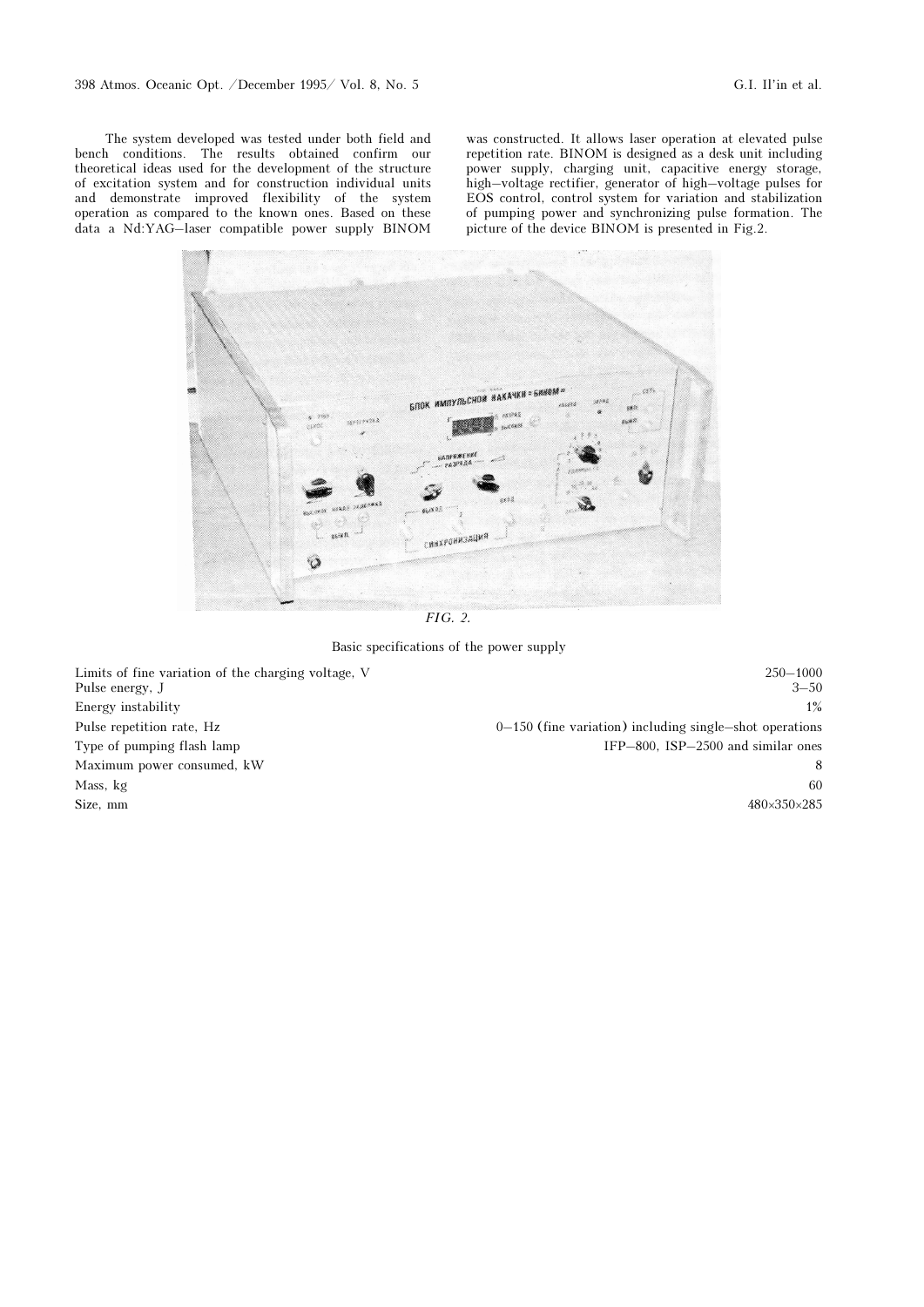The system developed was tested under both field and bench conditions. The results obtained confirm our theoretical ideas used for the development of the structure of excitation system and for construction individual units and demonstrate improved flexibility of the system operation as compared to the known ones. Based on these data a Nd:YAG–laser compatible power supply BINOM was constructed. It allows laser operation at elevated pulse repetition rate. BINOM is designed as a desk unit including power supply, charging unit, capacitive energy storage, high–voltage rectifier, generator of high–voltage pulses for EOS control, control system for variation and stabilization of pumping power and synchronizing pulse formation. The picture of the device BINOM is presented in Fig.2.

*FIG. 2.*

Basic specifications of the power supply

| | |
|---|---|
| Limits of fine variation of the charging voltage, V | 250–1000 |
| Pulse energy, J | 3–50 |
| Energy instability | 1% |
| Pulse repetition rate, Hz | 0–150 (fine variation) including single–shot operations |
| Type of pumping flash lamp | IFP–800, ISP–2500 and similar ones |
| Maximum power consumed, kW | 8 |
| Mass, kg | 60 |
| Size, mm | 480×350×285 |